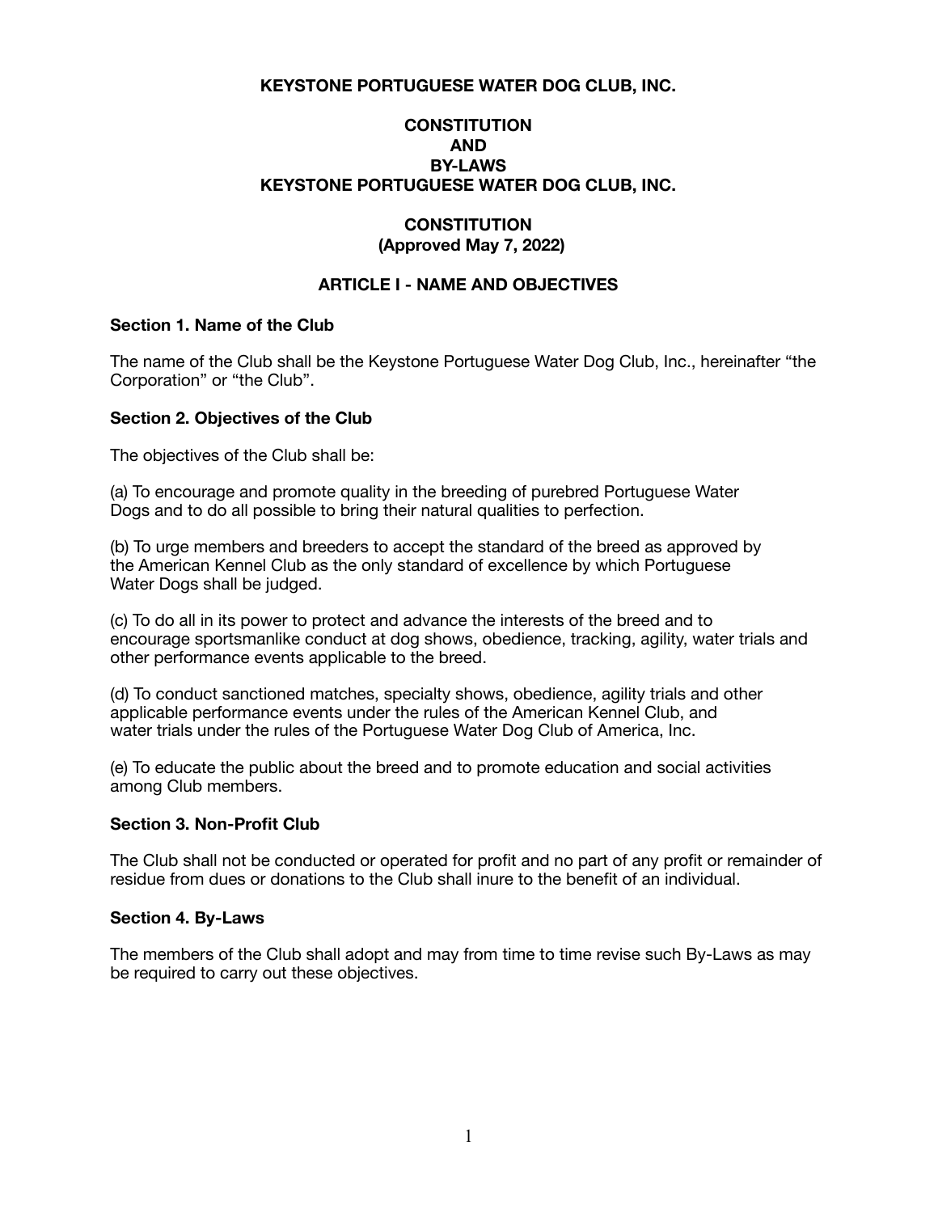# KEYSTONE PORTUGUESE WATER DOG CLUB, INC.

## CONSTITUTION AND BY-LAWS KEYSTONE PORTUGUESE WATER DOG CLUB, INC.

## CONSTITUTION (Approved May 7, 2022)

### ARTICLE I - NAME AND OBJECTIVES

**Section 1. Name of the Club**

The name of the Club shall be the Keystone Portuguese Water Dog Club, Inc., hereinafter "the Corporation" or "the Club".

**Section 2. Objectives of the Club**

The objectives of the Club shall be:

(a) To encourage and promote quality in the breeding of purebred Portuguese Water Dogs and to do all possible to bring their natural qualities to perfection.

(b) To urge members and breeders to accept the standard of the breed as approved by the American Kennel Club as the only standard of excellence by which Portuguese Water Dogs shall be judged.

(c) To do all in its power to protect and advance the interests of the breed and to encourage sportsmanlike conduct at dog shows, obedience, tracking, agility, water trials and other performance events applicable to the breed.

(d) To conduct sanctioned matches, specialty shows, obedience, agility trials and other applicable performance events under the rules of the American Kennel Club, and water trials under the rules of the Portuguese Water Dog Club of America, Inc.

(e) To educate the public about the breed and to promote education and social activities among Club members.

**Section 3. Non-Profit Club**

The Club shall not be conducted or operated for profit and no part of any profit or remainder of residue from dues or donations to the Club shall inure to the benefit of an individual.

**Section 4. By-Laws**

The members of the Club shall adopt and may from time to time revise such By-Laws as may be required to carry out these objectives.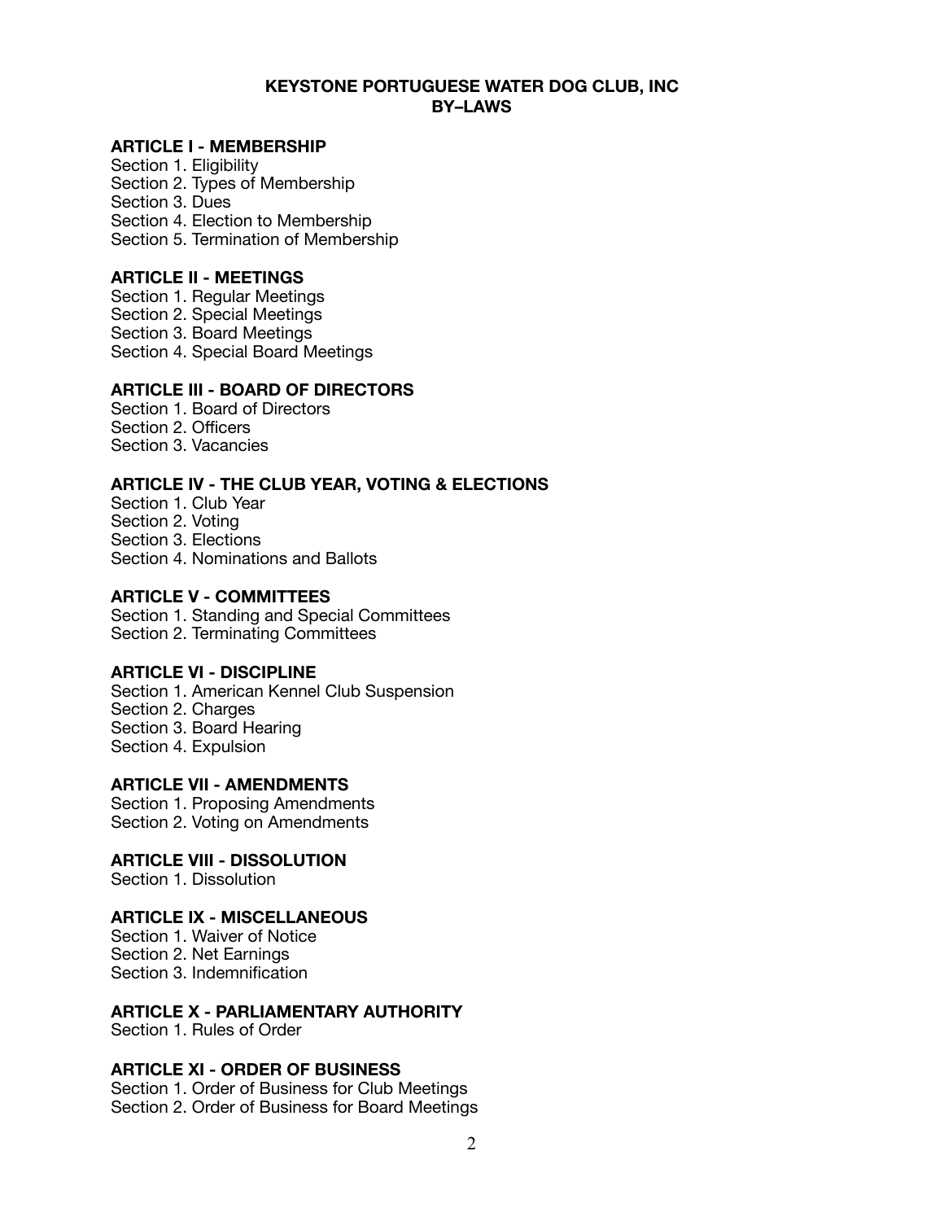**KEYSTONE PORTUGUESE WATER DOG CLUB, INC**
**BY–LAWS**

**ARTICLE I - MEMBERSHIP**

Section 1. Eligibility
Section 2. Types of Membership
Section 3. Dues
Section 4. Election to Membership
Section 5. Termination of Membership

**ARTICLE II - MEETINGS**

Section 1. Regular Meetings
Section 2. Special Meetings
Section 3. Board Meetings
Section 4. Special Board Meetings

**ARTICLE III - BOARD OF DIRECTORS**

Section 1. Board of Directors
Section 2. Officers
Section 3. Vacancies

**ARTICLE IV - THE CLUB YEAR, VOTING & ELECTIONS**

Section 1. Club Year
Section 2. Voting
Section 3. Elections
Section 4. Nominations and Ballots

**ARTICLE V - COMMITTEES**

Section 1. Standing and Special Committees
Section 2. Terminating Committees

**ARTICLE VI - DISCIPLINE**

Section 1. American Kennel Club Suspension
Section 2. Charges
Section 3. Board Hearing
Section 4. Expulsion

**ARTICLE VII - AMENDMENTS**

Section 1. Proposing Amendments
Section 2. Voting on Amendments

**ARTICLE VIII - DISSOLUTION**

Section 1. Dissolution

**ARTICLE IX - MISCELLANEOUS**

Section 1. Waiver of Notice
Section 2. Net Earnings
Section 3. Indemnification

**ARTICLE X - PARLIAMENTARY AUTHORITY**

Section 1. Rules of Order

**ARTICLE XI - ORDER OF BUSINESS**

Section 1. Order of Business for Club Meetings
Section 2. Order of Business for Board Meetings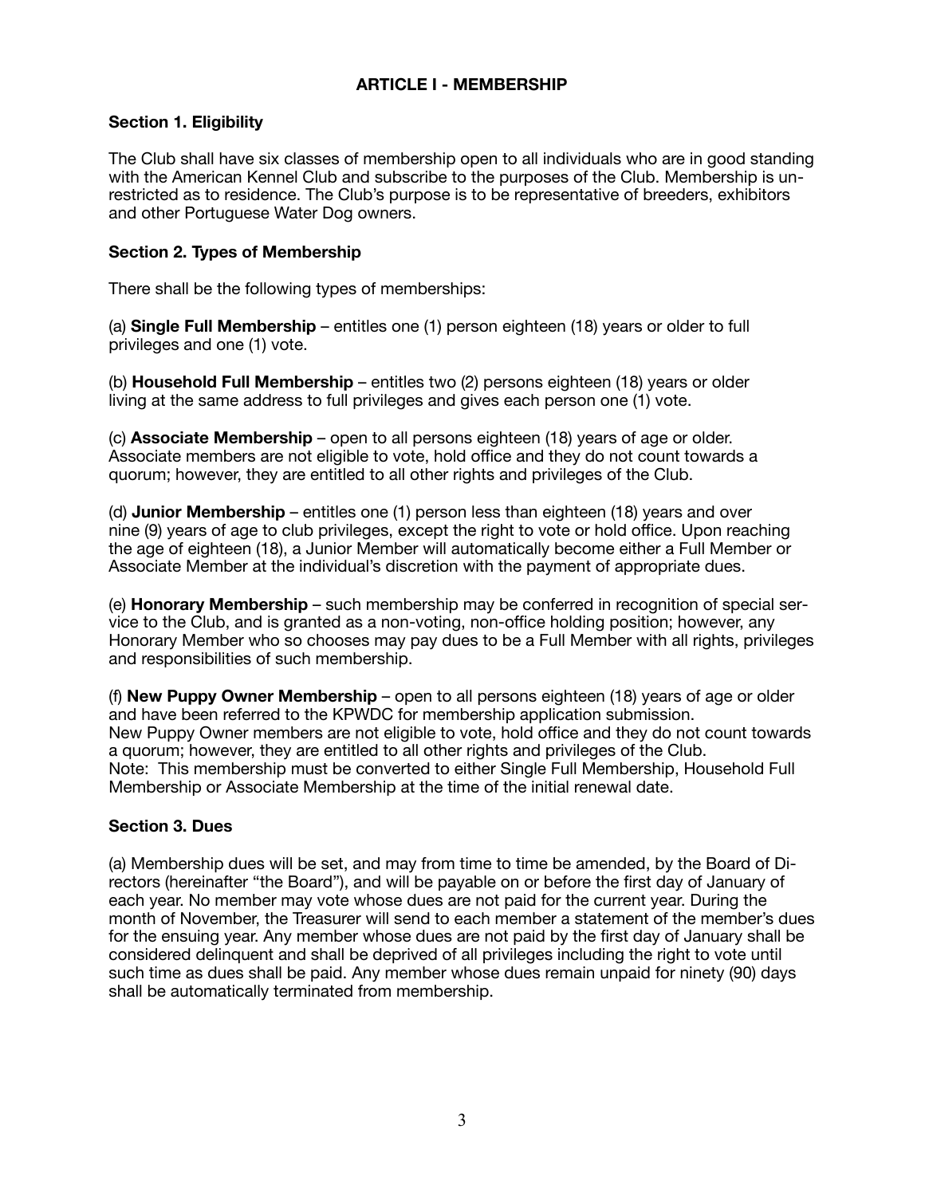## ARTICLE I - MEMBERSHIP

### Section 1. Eligibility

The Club shall have six classes of membership open to all individuals who are in good standing with the American Kennel Club and subscribe to the purposes of the Club. Membership is unrestricted as to residence. The Club's purpose is to be representative of breeders, exhibitors and other Portuguese Water Dog owners.

### Section 2. Types of Membership

There shall be the following types of memberships:

(a) **Single Full Membership** – entitles one (1) person eighteen (18) years or older to full privileges and one (1) vote.

(b) **Household Full Membership** – entitles two (2) persons eighteen (18) years or older living at the same address to full privileges and gives each person one (1) vote.

(c) **Associate Membership** – open to all persons eighteen (18) years of age or older. Associate members are not eligible to vote, hold office and they do not count towards a quorum; however, they are entitled to all other rights and privileges of the Club.

(d) **Junior Membership** – entitles one (1) person less than eighteen (18) years and over nine (9) years of age to club privileges, except the right to vote or hold office. Upon reaching the age of eighteen (18), a Junior Member will automatically become either a Full Member or Associate Member at the individual's discretion with the payment of appropriate dues.

(e) **Honorary Membership** – such membership may be conferred in recognition of special service to the Club, and is granted as a non-voting, non-office holding position; however, any Honorary Member who so chooses may pay dues to be a Full Member with all rights, privileges and responsibilities of such membership.

(f) **New Puppy Owner Membership** – open to all persons eighteen (18) years of age or older and have been referred to the KPWDC for membership application submission.
New Puppy Owner members are not eligible to vote, hold office and they do not count towards a quorum; however, they are entitled to all other rights and privileges of the Club.
Note: This membership must be converted to either Single Full Membership, Household Full Membership or Associate Membership at the time of the initial renewal date.

### Section 3. Dues

(a) Membership dues will be set, and may from time to time be amended, by the Board of Directors (hereinafter "the Board"), and will be payable on or before the first day of January of each year. No member may vote whose dues are not paid for the current year. During the month of November, the Treasurer will send to each member a statement of the member's dues for the ensuing year. Any member whose dues are not paid by the first day of January shall be considered delinquent and shall be deprived of all privileges including the right to vote until such time as dues shall be paid. Any member whose dues remain unpaid for ninety (90) days shall be automatically terminated from membership.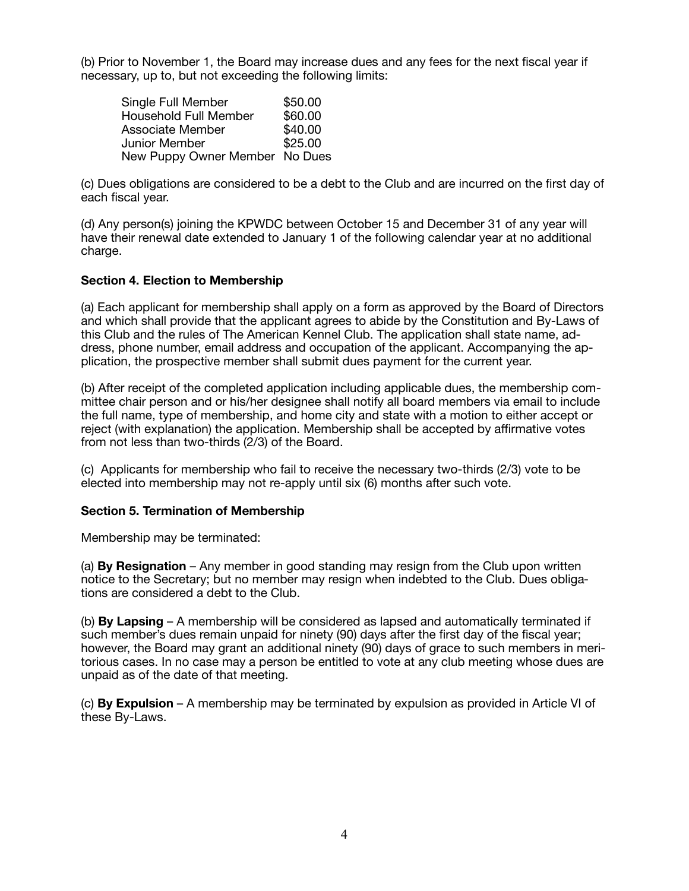(b) Prior to November 1, the Board may increase dues and any fees for the next fiscal year if necessary, up to, but not exceeding the following limits:

| | |
|---|---|
| Single Full Member | $50.00 |
| Household Full Member | $60.00 |
| Associate Member | $40.00 |
| Junior Member | $25.00 |
| New Puppy Owner Member | No Dues |

(c) Dues obligations are considered to be a debt to the Club and are incurred on the first day of each fiscal year.

(d) Any person(s) joining the KPWDC between October 15 and December 31 of any year will have their renewal date extended to January 1 of the following calendar year at no additional charge.

**Section 4. Election to Membership**

(a) Each applicant for membership shall apply on a form as approved by the Board of Directors and which shall provide that the applicant agrees to abide by the Constitution and By-Laws of this Club and the rules of The American Kennel Club. The application shall state name, address, phone number, email address and occupation of the applicant. Accompanying the application, the prospective member shall submit dues payment for the current year.

(b) After receipt of the completed application including applicable dues, the membership committee chair person and or his/her designee shall notify all board members via email to include the full name, type of membership, and home city and state with a motion to either accept or reject (with explanation) the application. Membership shall be accepted by affirmative votes from not less than two-thirds (2/3) of the Board.

(c) Applicants for membership who fail to receive the necessary two-thirds (2/3) vote to be elected into membership may not re-apply until six (6) months after such vote.

**Section 5. Termination of Membership**

Membership may be terminated:

(a) **By Resignation** – Any member in good standing may resign from the Club upon written notice to the Secretary; but no member may resign when indebted to the Club. Dues obligations are considered a debt to the Club.

(b) **By Lapsing** – A membership will be considered as lapsed and automatically terminated if such member's dues remain unpaid for ninety (90) days after the first day of the fiscal year; however, the Board may grant an additional ninety (90) days of grace to such members in meritorious cases. In no case may a person be entitled to vote at any club meeting whose dues are unpaid as of the date of that meeting.

(c) **By Expulsion** – A membership may be terminated by expulsion as provided in Article VI of these By-Laws.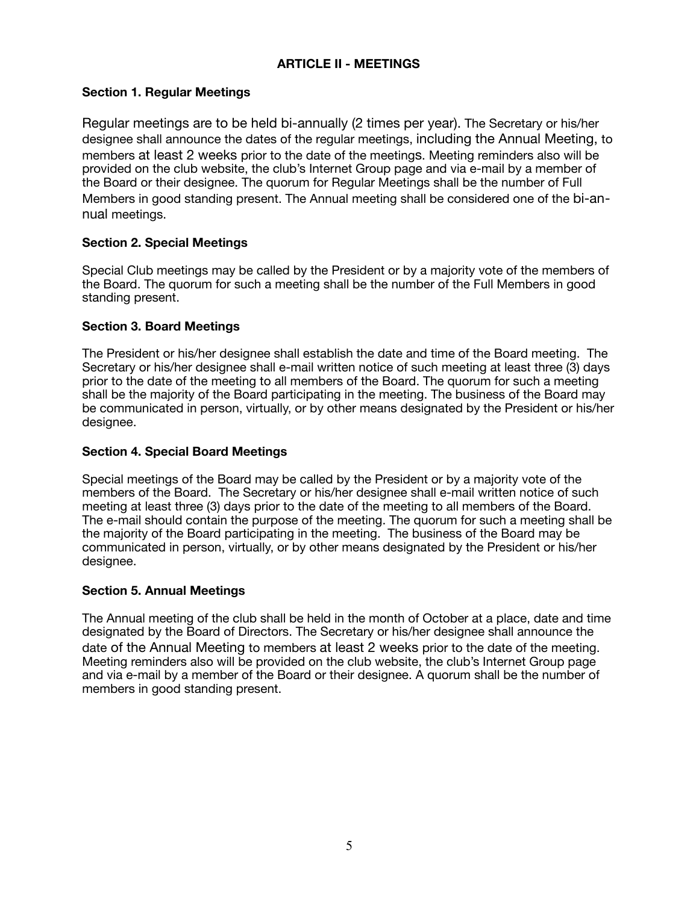## ARTICLE II - MEETINGS

### Section 1. Regular Meetings

Regular meetings are to be held bi-annually (2 times per year). The Secretary or his/her designee shall announce the dates of the regular meetings, including the Annual Meeting, to members at least 2 weeks prior to the date of the meetings. Meeting reminders also will be provided on the club website, the club's Internet Group page and via e-mail by a member of the Board or their designee. The quorum for Regular Meetings shall be the number of Full Members in good standing present. The Annual meeting shall be considered one of the bi-annual meetings.

### Section 2. Special Meetings

Special Club meetings may be called by the President or by a majority vote of the members of the Board. The quorum for such a meeting shall be the number of the Full Members in good standing present.

### Section 3. Board Meetings

The President or his/her designee shall establish the date and time of the Board meeting. The Secretary or his/her designee shall e-mail written notice of such meeting at least three (3) days prior to the date of the meeting to all members of the Board. The quorum for such a meeting shall be the majority of the Board participating in the meeting. The business of the Board may be communicated in person, virtually, or by other means designated by the President or his/her designee.

### Section 4. Special Board Meetings

Special meetings of the Board may be called by the President or by a majority vote of the members of the Board. The Secretary or his/her designee shall e-mail written notice of such meeting at least three (3) days prior to the date of the meeting to all members of the Board. The e-mail should contain the purpose of the meeting. The quorum for such a meeting shall be the majority of the Board participating in the meeting. The business of the Board may be communicated in person, virtually, or by other means designated by the President or his/her designee.

### Section 5. Annual Meetings

The Annual meeting of the club shall be held in the month of October at a place, date and time designated by the Board of Directors. The Secretary or his/her designee shall announce the date of the Annual Meeting to members at least 2 weeks prior to the date of the meeting. Meeting reminders also will be provided on the club website, the club's Internet Group page and via e-mail by a member of the Board or their designee. A quorum shall be the number of members in good standing present.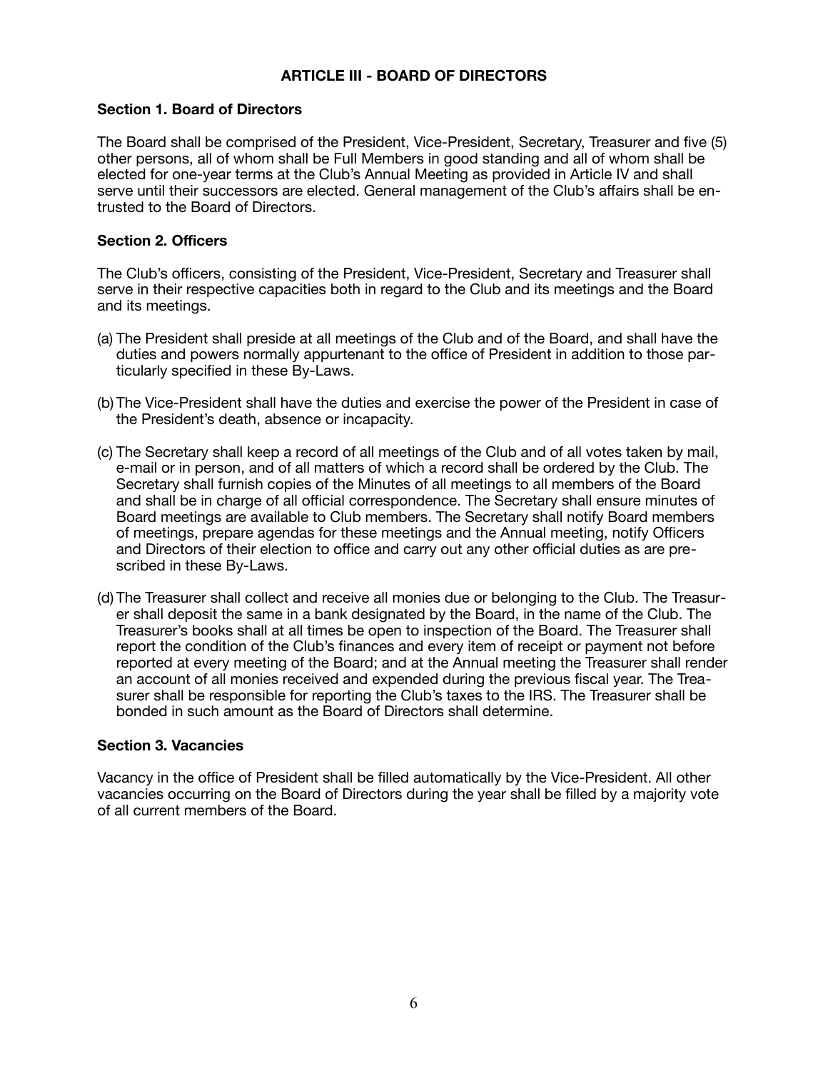## ARTICLE III - BOARD OF DIRECTORS

### Section 1. Board of Directors

The Board shall be comprised of the President, Vice-President, Secretary, Treasurer and five (5) other persons, all of whom shall be Full Members in good standing and all of whom shall be elected for one-year terms at the Club's Annual Meeting as provided in Article IV and shall serve until their successors are elected. General management of the Club's affairs shall be entrusted to the Board of Directors.

### Section 2. Officers

The Club's officers, consisting of the President, Vice-President, Secretary and Treasurer shall serve in their respective capacities both in regard to the Club and its meetings and the Board and its meetings.

(a) The President shall preside at all meetings of the Club and of the Board, and shall have the duties and powers normally appurtenant to the office of President in addition to those particularly specified in these By-Laws.

(b) The Vice-President shall have the duties and exercise the power of the President in case of the President's death, absence or incapacity.

(c) The Secretary shall keep a record of all meetings of the Club and of all votes taken by mail, e-mail or in person, and of all matters of which a record shall be ordered by the Club. The Secretary shall furnish copies of the Minutes of all meetings to all members of the Board and shall be in charge of all official correspondence. The Secretary shall ensure minutes of Board meetings are available to Club members. The Secretary shall notify Board members of meetings, prepare agendas for these meetings and the Annual meeting, notify Officers and Directors of their election to office and carry out any other official duties as are prescribed in these By-Laws.

(d) The Treasurer shall collect and receive all monies due or belonging to the Club. The Treasurer shall deposit the same in a bank designated by the Board, in the name of the Club. The Treasurer's books shall at all times be open to inspection of the Board. The Treasurer shall report the condition of the Club's finances and every item of receipt or payment not before reported at every meeting of the Board; and at the Annual meeting the Treasurer shall render an account of all monies received and expended during the previous fiscal year. The Treasurer shall be responsible for reporting the Club's taxes to the IRS. The Treasurer shall be bonded in such amount as the Board of Directors shall determine.

### Section 3. Vacancies

Vacancy in the office of President shall be filled automatically by the Vice-President. All other vacancies occurring on the Board of Directors during the year shall be filled by a majority vote of all current members of the Board.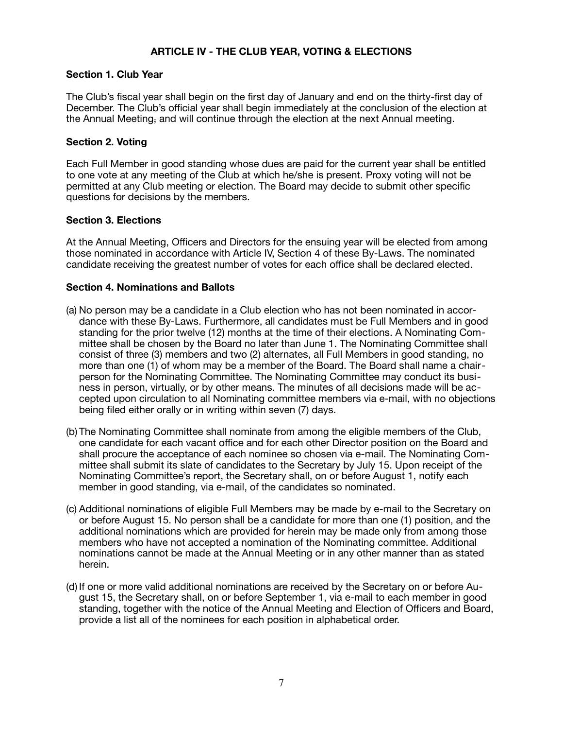## ARTICLE IV - THE CLUB YEAR, VOTING & ELECTIONS

### Section 1. Club Year

The Club's fiscal year shall begin on the first day of January and end on the thirty-first day of December. The Club's official year shall begin immediately at the conclusion of the election at the Annual Meeting, and will continue through the election at the next Annual meeting.

### Section 2. Voting

Each Full Member in good standing whose dues are paid for the current year shall be entitled to one vote at any meeting of the Club at which he/she is present. Proxy voting will not be permitted at any Club meeting or election. The Board may decide to submit other specific questions for decisions by the members.

### Section 3. Elections

At the Annual Meeting, Officers and Directors for the ensuing year will be elected from among those nominated in accordance with Article IV, Section 4 of these By-Laws. The nominated candidate receiving the greatest number of votes for each office shall be declared elected.

### Section 4. Nominations and Ballots

(a) No person may be a candidate in a Club election who has not been nominated in accordance with these By-Laws. Furthermore, all candidates must be Full Members and in good standing for the prior twelve (12) months at the time of their elections. A Nominating Committee shall be chosen by the Board no later than June 1. The Nominating Committee shall consist of three (3) members and two (2) alternates, all Full Members in good standing, no more than one (1) of whom may be a member of the Board. The Board shall name a chairperson for the Nominating Committee. The Nominating Committee may conduct its business in person, virtually, or by other means. The minutes of all decisions made will be accepted upon circulation to all Nominating committee members via e-mail, with no objections being filed either orally or in writing within seven (7) days.

(b) The Nominating Committee shall nominate from among the eligible members of the Club, one candidate for each vacant office and for each other Director position on the Board and shall procure the acceptance of each nominee so chosen via e-mail. The Nominating Committee shall submit its slate of candidates to the Secretary by July 15. Upon receipt of the Nominating Committee's report, the Secretary shall, on or before August 1, notify each member in good standing, via e-mail, of the candidates so nominated.

(c) Additional nominations of eligible Full Members may be made by e-mail to the Secretary on or before August 15. No person shall be a candidate for more than one (1) position, and the additional nominations which are provided for herein may be made only from among those members who have not accepted a nomination of the Nominating committee. Additional nominations cannot be made at the Annual Meeting or in any other manner than as stated herein.

(d) If one or more valid additional nominations are received by the Secretary on or before August 15, the Secretary shall, on or before September 1, via e-mail to each member in good standing, together with the notice of the Annual Meeting and Election of Officers and Board, provide a list all of the nominees for each position in alphabetical order.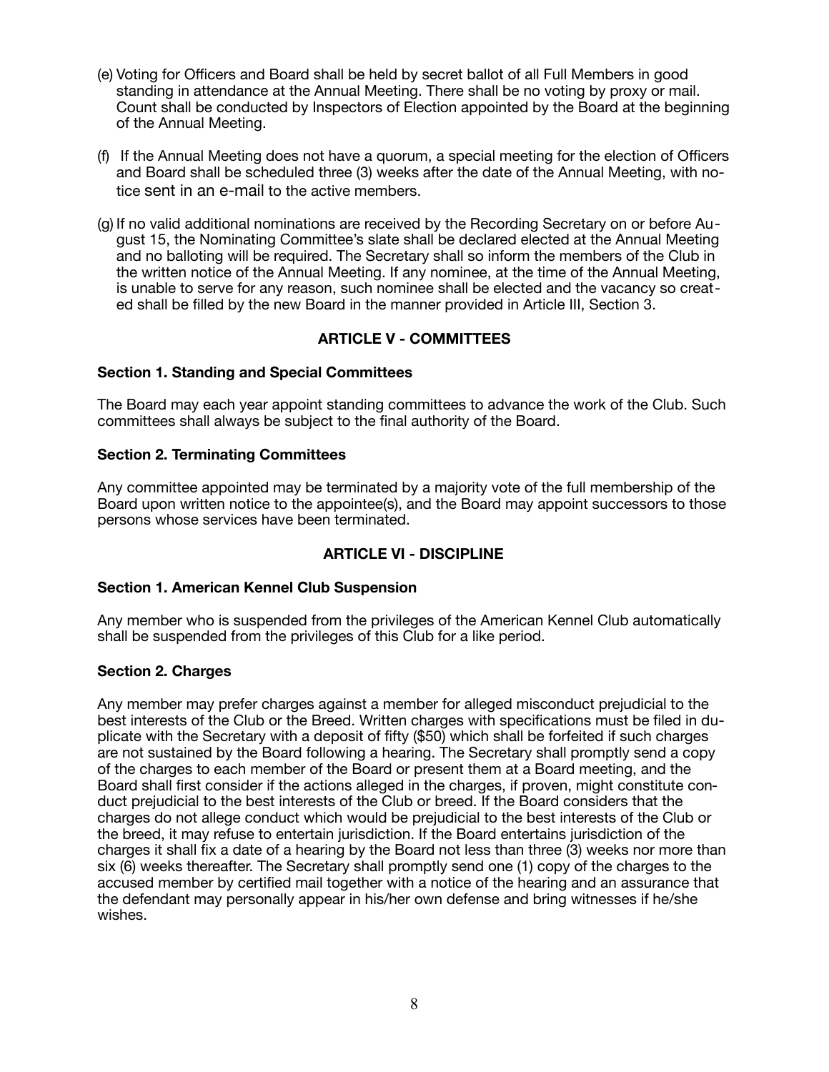(e) Voting for Officers and Board shall be held by secret ballot of all Full Members in good standing in attendance at the Annual Meeting. There shall be no voting by proxy or mail. Count shall be conducted by Inspectors of Election appointed by the Board at the beginning of the Annual Meeting.

(f) If the Annual Meeting does not have a quorum, a special meeting for the election of Officers and Board shall be scheduled three (3) weeks after the date of the Annual Meeting, with notice sent in an e-mail to the active members.

(g) If no valid additional nominations are received by the Recording Secretary on or before August 15, the Nominating Committee's slate shall be declared elected at the Annual Meeting and no balloting will be required. The Secretary shall so inform the members of the Club in the written notice of the Annual Meeting. If any nominee, at the time of the Annual Meeting, is unable to serve for any reason, such nominee shall be elected and the vacancy so created shall be filled by the new Board in the manner provided in Article III, Section 3.

## ARTICLE V - COMMITTEES

### Section 1. Standing and Special Committees

The Board may each year appoint standing committees to advance the work of the Club. Such committees shall always be subject to the final authority of the Board.

### Section 2. Terminating Committees

Any committee appointed may be terminated by a majority vote of the full membership of the Board upon written notice to the appointee(s), and the Board may appoint successors to those persons whose services have been terminated.

## ARTICLE VI - DISCIPLINE

### Section 1. American Kennel Club Suspension

Any member who is suspended from the privileges of the American Kennel Club automatically shall be suspended from the privileges of this Club for a like period.

### Section 2. Charges

Any member may prefer charges against a member for alleged misconduct prejudicial to the best interests of the Club or the Breed. Written charges with specifications must be filed in duplicate with the Secretary with a deposit of fifty ($50) which shall be forfeited if such charges are not sustained by the Board following a hearing. The Secretary shall promptly send a copy of the charges to each member of the Board or present them at a Board meeting, and the Board shall first consider if the actions alleged in the charges, if proven, might constitute conduct prejudicial to the best interests of the Club or breed. If the Board considers that the charges do not allege conduct which would be prejudicial to the best interests of the Club or the breed, it may refuse to entertain jurisdiction. If the Board entertains jurisdiction of the charges it shall fix a date of a hearing by the Board not less than three (3) weeks nor more than six (6) weeks thereafter. The Secretary shall promptly send one (1) copy of the charges to the accused member by certified mail together with a notice of the hearing and an assurance that the defendant may personally appear in his/her own defense and bring witnesses if he/she wishes.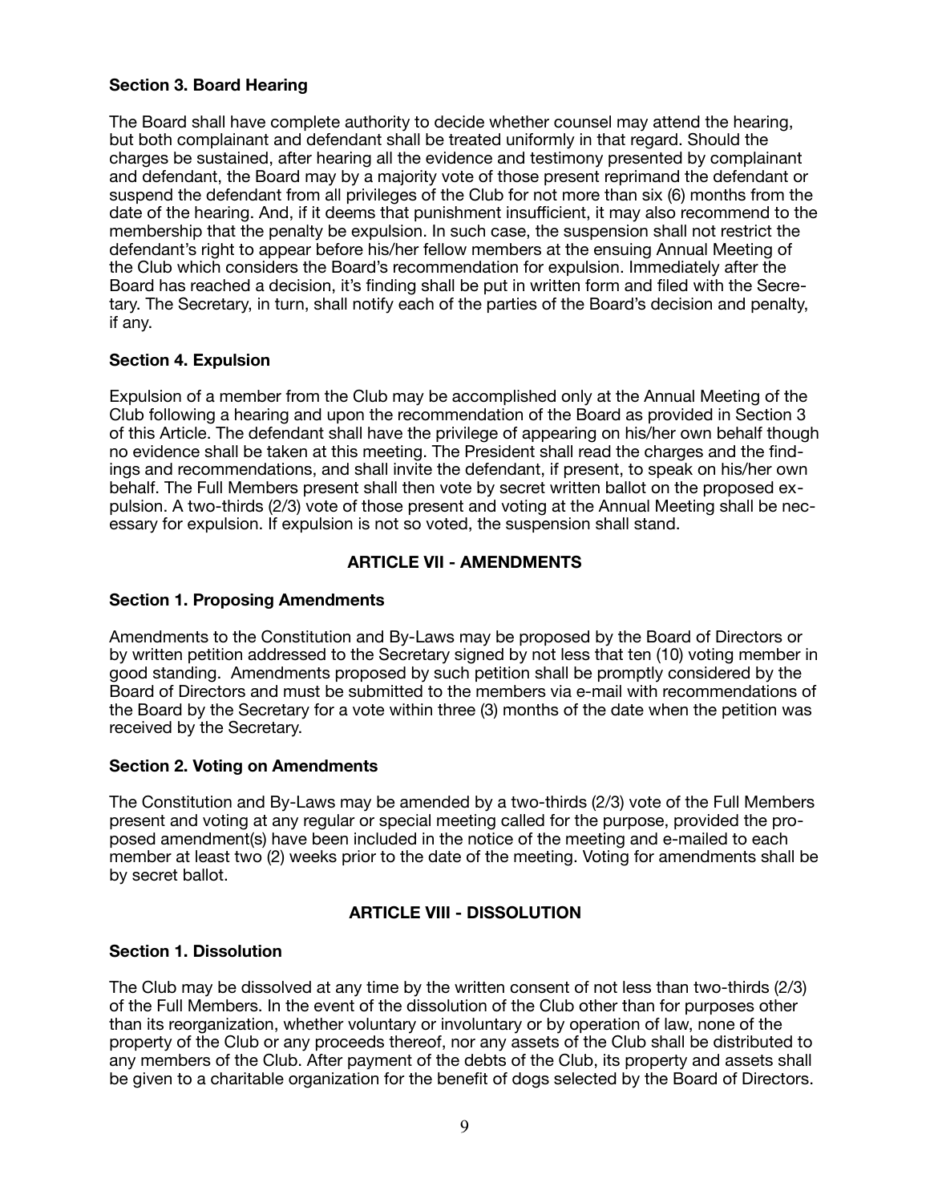**Section 3. Board Hearing**

The Board shall have complete authority to decide whether counsel may attend the hearing, but both complainant and defendant shall be treated uniformly in that regard. Should the charges be sustained, after hearing all the evidence and testimony presented by complainant and defendant, the Board may by a majority vote of those present reprimand the defendant or suspend the defendant from all privileges of the Club for not more than six (6) months from the date of the hearing. And, if it deems that punishment insufficient, it may also recommend to the membership that the penalty be expulsion. In such case, the suspension shall not restrict the defendant's right to appear before his/her fellow members at the ensuing Annual Meeting of the Club which considers the Board's recommendation for expulsion. Immediately after the Board has reached a decision, it's finding shall be put in written form and filed with the Secretary. The Secretary, in turn, shall notify each of the parties of the Board's decision and penalty, if any.

**Section 4. Expulsion**

Expulsion of a member from the Club may be accomplished only at the Annual Meeting of the Club following a hearing and upon the recommendation of the Board as provided in Section 3 of this Article. The defendant shall have the privilege of appearing on his/her own behalf though no evidence shall be taken at this meeting. The President shall read the charges and the findings and recommendations, and shall invite the defendant, if present, to speak on his/her own behalf. The Full Members present shall then vote by secret written ballot on the proposed expulsion. A two-thirds (2/3) vote of those present and voting at the Annual Meeting shall be necessary for expulsion. If expulsion is not so voted, the suspension shall stand.

## ARTICLE VII - AMENDMENTS

**Section 1. Proposing Amendments**

Amendments to the Constitution and By-Laws may be proposed by the Board of Directors or by written petition addressed to the Secretary signed by not less that ten (10) voting member in good standing. Amendments proposed by such petition shall be promptly considered by the Board of Directors and must be submitted to the members via e-mail with recommendations of the Board by the Secretary for a vote within three (3) months of the date when the petition was received by the Secretary.

**Section 2. Voting on Amendments**

The Constitution and By-Laws may be amended by a two-thirds (2/3) vote of the Full Members present and voting at any regular or special meeting called for the purpose, provided the proposed amendment(s) have been included in the notice of the meeting and e-mailed to each member at least two (2) weeks prior to the date of the meeting. Voting for amendments shall be by secret ballot.

## ARTICLE VIII - DISSOLUTION

**Section 1. Dissolution**

The Club may be dissolved at any time by the written consent of not less than two-thirds (2/3) of the Full Members. In the event of the dissolution of the Club other than for purposes other than its reorganization, whether voluntary or involuntary or by operation of law, none of the property of the Club or any proceeds thereof, nor any assets of the Club shall be distributed to any members of the Club. After payment of the debts of the Club, its property and assets shall be given to a charitable organization for the benefit of dogs selected by the Board of Directors.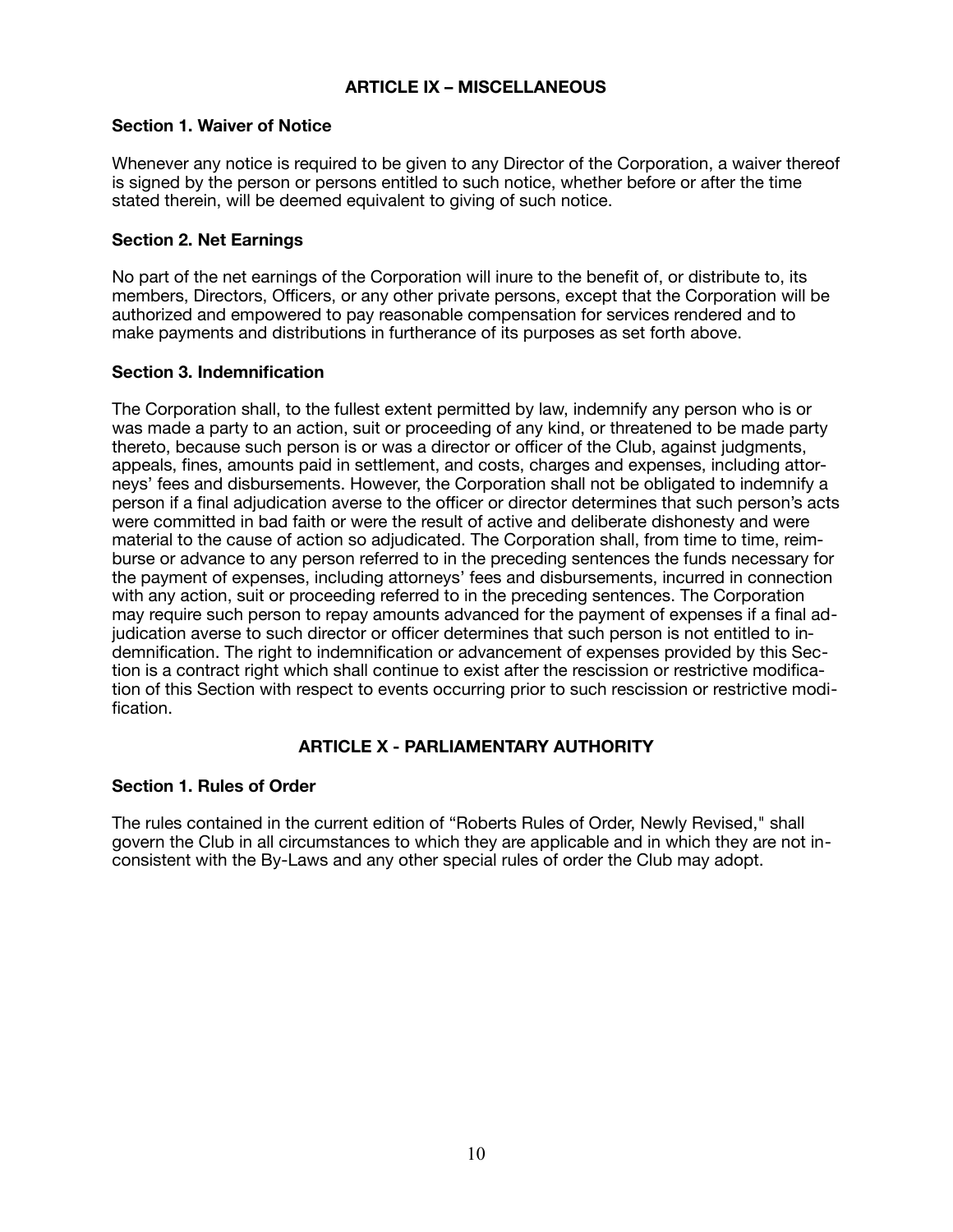## ARTICLE IX – MISCELLANEOUS

### Section 1. Waiver of Notice

Whenever any notice is required to be given to any Director of the Corporation, a waiver thereof is signed by the person or persons entitled to such notice, whether before or after the time stated therein, will be deemed equivalent to giving of such notice.

### Section 2. Net Earnings

No part of the net earnings of the Corporation will inure to the benefit of, or distribute to, its members, Directors, Officers, or any other private persons, except that the Corporation will be authorized and empowered to pay reasonable compensation for services rendered and to make payments and distributions in furtherance of its purposes as set forth above.

### Section 3. Indemnification

The Corporation shall, to the fullest extent permitted by law, indemnify any person who is or was made a party to an action, suit or proceeding of any kind, or threatened to be made party thereto, because such person is or was a director or officer of the Club, against judgments, appeals, fines, amounts paid in settlement, and costs, charges and expenses, including attorneys' fees and disbursements. However, the Corporation shall not be obligated to indemnify a person if a final adjudication averse to the officer or director determines that such person's acts were committed in bad faith or were the result of active and deliberate dishonesty and were material to the cause of action so adjudicated. The Corporation shall, from time to time, reimburse or advance to any person referred to in the preceding sentences the funds necessary for the payment of expenses, including attorneys' fees and disbursements, incurred in connection with any action, suit or proceeding referred to in the preceding sentences. The Corporation may require such person to repay amounts advanced for the payment of expenses if a final adjudication averse to such director or officer determines that such person is not entitled to indemnification. The right to indemnification or advancement of expenses provided by this Section is a contract right which shall continue to exist after the rescission or restrictive modification of this Section with respect to events occurring prior to such rescission or restrictive modification.

## ARTICLE X - PARLIAMENTARY AUTHORITY

### Section 1. Rules of Order

The rules contained in the current edition of "Roberts Rules of Order, Newly Revised," shall govern the Club in all circumstances to which they are applicable and in which they are not inconsistent with the By-Laws and any other special rules of order the Club may adopt.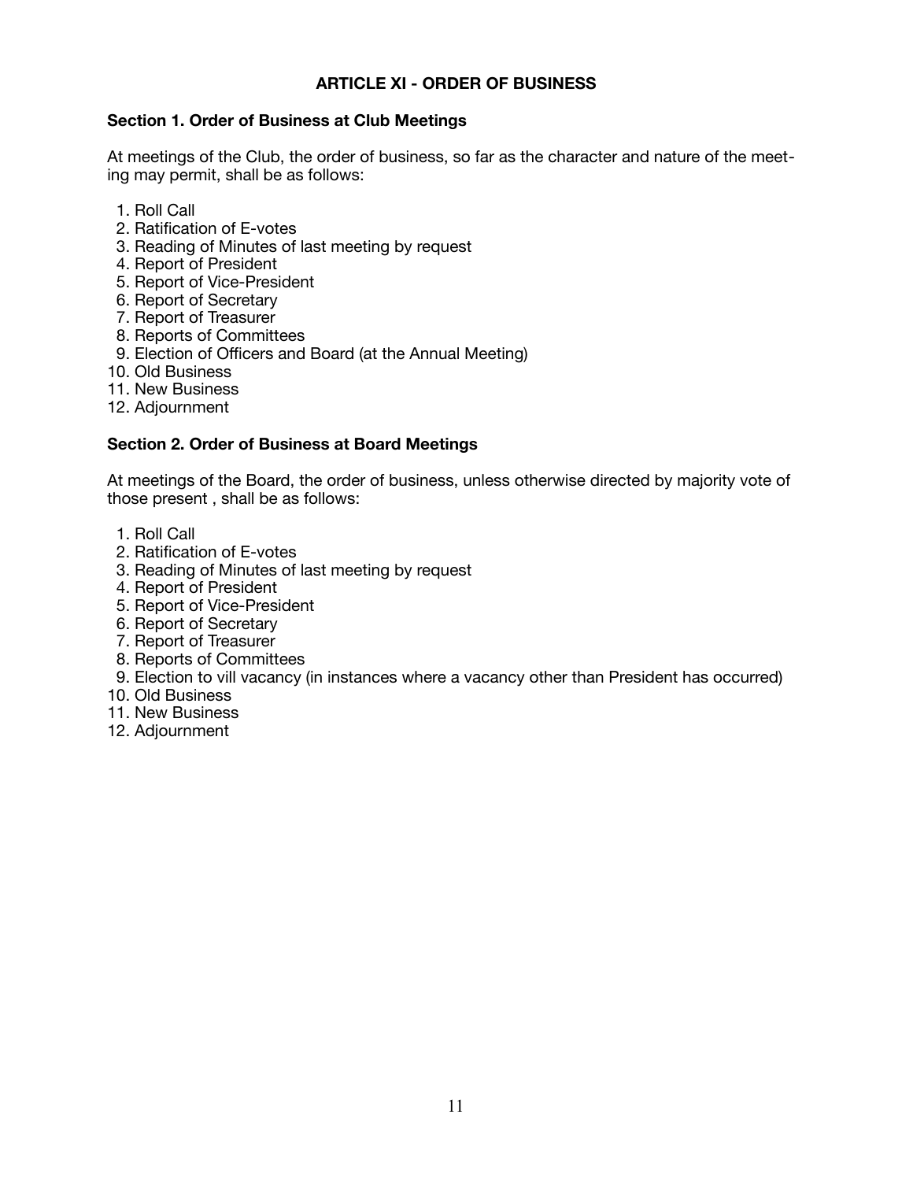## ARTICLE XI - ORDER OF BUSINESS

### Section 1. Order of Business at Club Meetings

At meetings of the Club, the order of business, so far as the character and nature of the meeting may permit, shall be as follows:

1. Roll Call
2. Ratification of E-votes
3. Reading of Minutes of last meeting by request
4. Report of President
5. Report of Vice-President
6. Report of Secretary
7. Report of Treasurer
8. Reports of Committees
9. Election of Officers and Board (at the Annual Meeting)
10. Old Business
11. New Business
12. Adjournment

### Section 2. Order of Business at Board Meetings

At meetings of the Board, the order of business, unless otherwise directed by majority vote of those present , shall be as follows:

1. Roll Call
2. Ratification of E-votes
3. Reading of Minutes of last meeting by request
4. Report of President
5. Report of Vice-President
6. Report of Secretary
7. Report of Treasurer
8. Reports of Committees
9. Election to vill vacancy (in instances where a vacancy other than President has occurred)
10. Old Business
11. New Business
12. Adjournment